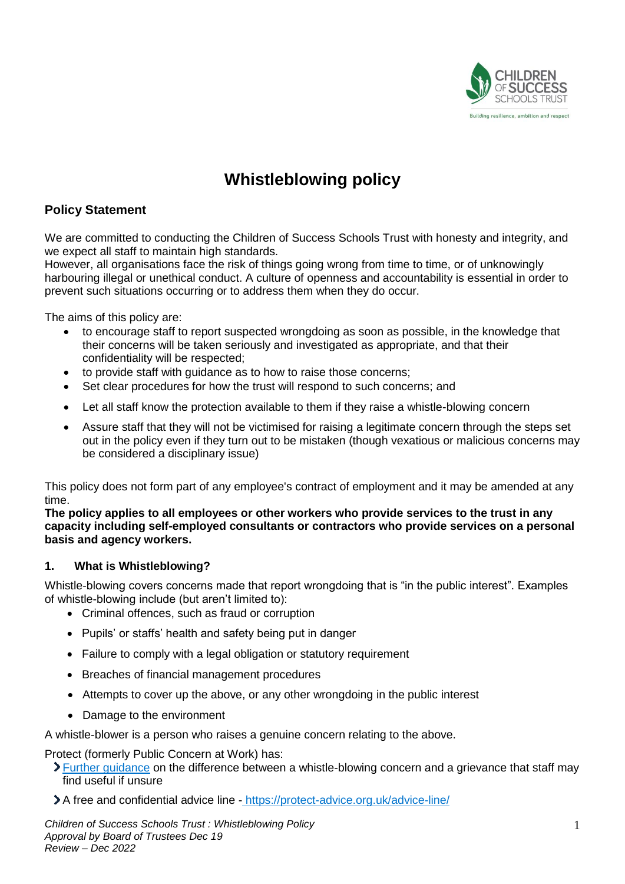# Whistleblowing policy

## Policy Statement

We are committed to conducting the Children of Success Schools Trust with honesty and integrity, and we expect all staff to maintain high standards.
However, all organisations face the risk of things going wrong from time to time, or of unknowingly harbouring illegal or unethical conduct. A culture of openness and accountability is essential in order to prevent such situations occurring or to address them when they do occur.

The aims of this policy are:

- to encourage staff to report suspected wrongdoing as soon as possible, in the knowledge that their concerns will be taken seriously and investigated as appropriate, and that their confidentiality will be respected;
- to provide staff with guidance as to how to raise those concerns;
- Set clear procedures for how the trust will respond to such concerns; and
- Let all staff know the protection available to them if they raise a whistle-blowing concern
- Assure staff that they will not be victimised for raising a legitimate concern through the steps set out in the policy even if they turn out to be mistaken (though vexatious or malicious concerns may be considered a disciplinary issue)

This policy does not form part of any employee's contract of employment and it may be amended at any time.
**The policy applies to all employees or other workers who provide services to the trust in any capacity including self-employed consultants or contractors who provide services on a personal basis and agency workers.**

### 1. What is Whistleblowing?

Whistle-blowing covers concerns made that report wrongdoing that is "in the public interest". Examples of whistle-blowing include (but aren't limited to):

- Criminal offences, such as fraud or corruption
- Pupils' or staffs' health and safety being put in danger
- Failure to comply with a legal obligation or statutory requirement
- Breaches of financial management procedures
- Attempts to cover up the above, or any other wrongdoing in the public interest
- Damage to the environment

A whistle-blower is a person who raises a genuine concern relating to the above.

Protect (formerly Public Concern at Work) has:

- Further guidance on the difference between a whistle-blowing concern and a grievance that staff may find useful if unsure
- A free and confidential advice line - https://protect-advice.org.uk/advice-line/

*Children of Success Schools Trust : Whistleblowing Policy*
*Approval by Board of Trustees Dec 19*
*Review – Dec 2022*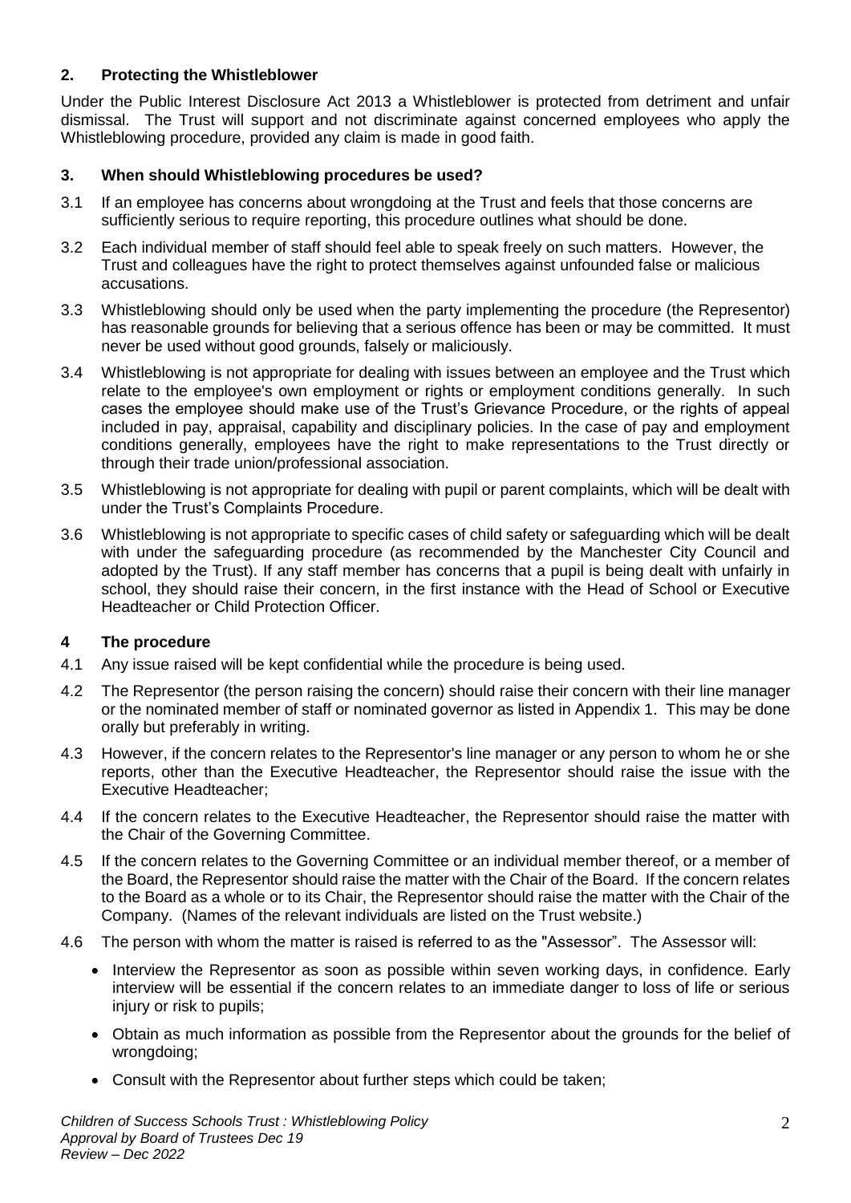## 2. Protecting the Whistleblower

Under the Public Interest Disclosure Act 2013 a Whistleblower is protected from detriment and unfair dismissal. The Trust will support and not discriminate against concerned employees who apply the Whistleblowing procedure, provided any claim is made in good faith.

## 3. When should Whistleblowing procedures be used?

3.1 If an employee has concerns about wrongdoing at the Trust and feels that those concerns are sufficiently serious to require reporting, this procedure outlines what should be done.

3.2 Each individual member of staff should feel able to speak freely on such matters. However, the Trust and colleagues have the right to protect themselves against unfounded false or malicious accusations.

3.3 Whistleblowing should only be used when the party implementing the procedure (the Representor) has reasonable grounds for believing that a serious offence has been or may be committed. It must never be used without good grounds, falsely or maliciously.

3.4 Whistleblowing is not appropriate for dealing with issues between an employee and the Trust which relate to the employee's own employment or rights or employment conditions generally. In such cases the employee should make use of the Trust's Grievance Procedure, or the rights of appeal included in pay, appraisal, capability and disciplinary policies. In the case of pay and employment conditions generally, employees have the right to make representations to the Trust directly or through their trade union/professional association.

3.5 Whistleblowing is not appropriate for dealing with pupil or parent complaints, which will be dealt with under the Trust's Complaints Procedure.

3.6 Whistleblowing is not appropriate to specific cases of child safety or safeguarding which will be dealt with under the safeguarding procedure (as recommended by the Manchester City Council and adopted by the Trust). If any staff member has concerns that a pupil is being dealt with unfairly in school, they should raise their concern, in the first instance with the Head of School or Executive Headteacher or Child Protection Officer.

## 4 The procedure

4.1 Any issue raised will be kept confidential while the procedure is being used.

4.2 The Representor (the person raising the concern) should raise their concern with their line manager or the nominated member of staff or nominated governor as listed in Appendix 1. This may be done orally but preferably in writing.

4.3 However, if the concern relates to the Representor's line manager or any person to whom he or she reports, other than the Executive Headteacher, the Representor should raise the issue with the Executive Headteacher;

4.4 If the concern relates to the Executive Headteacher, the Representor should raise the matter with the Chair of the Governing Committee.

4.5 If the concern relates to the Governing Committee or an individual member thereof, or a member of the Board, the Representor should raise the matter with the Chair of the Board. If the concern relates to the Board as a whole or to its Chair, the Representor should raise the matter with the Chair of the Company. (Names of the relevant individuals are listed on the Trust website.)

4.6 The person with whom the matter is raised is referred to as the "Assessor". The Assessor will:

- Interview the Representor as soon as possible within seven working days, in confidence. Early interview will be essential if the concern relates to an immediate danger to loss of life or serious injury or risk to pupils;
- Obtain as much information as possible from the Representor about the grounds for the belief of wrongdoing;
- Consult with the Representor about further steps which could be taken;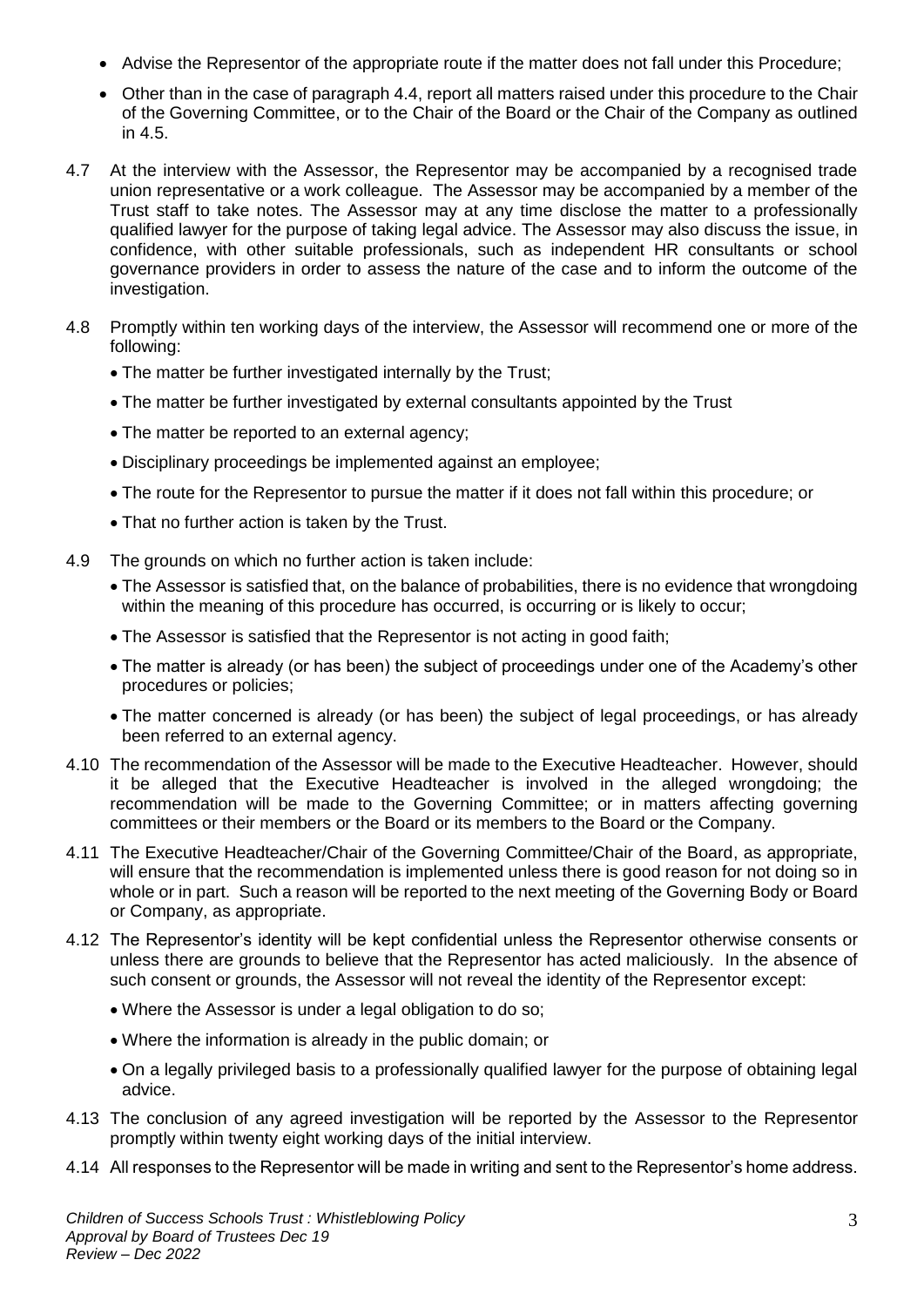- Advise the Representor of the appropriate route if the matter does not fall under this Procedure;
- Other than in the case of paragraph 4.4, report all matters raised under this procedure to the Chair of the Governing Committee, or to the Chair of the Board or the Chair of the Company as outlined in 4.5.

4.7 At the interview with the Assessor, the Representor may be accompanied by a recognised trade union representative or a work colleague. The Assessor may be accompanied by a member of the Trust staff to take notes. The Assessor may at any time disclose the matter to a professionally qualified lawyer for the purpose of taking legal advice. The Assessor may also discuss the issue, in confidence, with other suitable professionals, such as independent HR consultants or school governance providers in order to assess the nature of the case and to inform the outcome of the investigation.

4.8 Promptly within ten working days of the interview, the Assessor will recommend one or more of the following:

- The matter be further investigated internally by the Trust;
- The matter be further investigated by external consultants appointed by the Trust
- The matter be reported to an external agency;
- Disciplinary proceedings be implemented against an employee;
- The route for the Representor to pursue the matter if it does not fall within this procedure; or
- That no further action is taken by the Trust.

4.9 The grounds on which no further action is taken include:

- The Assessor is satisfied that, on the balance of probabilities, there is no evidence that wrongdoing within the meaning of this procedure has occurred, is occurring or is likely to occur;
- The Assessor is satisfied that the Representor is not acting in good faith;
- The matter is already (or has been) the subject of proceedings under one of the Academy's other procedures or policies;
- The matter concerned is already (or has been) the subject of legal proceedings, or has already been referred to an external agency.

4.10 The recommendation of the Assessor will be made to the Executive Headteacher. However, should it be alleged that the Executive Headteacher is involved in the alleged wrongdoing; the recommendation will be made to the Governing Committee; or in matters affecting governing committees or their members or the Board or its members to the Board or the Company.

4.11 The Executive Headteacher/Chair of the Governing Committee/Chair of the Board, as appropriate, will ensure that the recommendation is implemented unless there is good reason for not doing so in whole or in part. Such a reason will be reported to the next meeting of the Governing Body or Board or Company, as appropriate.

4.12 The Representor's identity will be kept confidential unless the Representor otherwise consents or unless there are grounds to believe that the Representor has acted maliciously. In the absence of such consent or grounds, the Assessor will not reveal the identity of the Representor except:

- Where the Assessor is under a legal obligation to do so;
- Where the information is already in the public domain; or
- On a legally privileged basis to a professionally qualified lawyer for the purpose of obtaining legal advice.

4.13 The conclusion of any agreed investigation will be reported by the Assessor to the Representor promptly within twenty eight working days of the initial interview.

4.14 All responses to the Representor will be made in writing and sent to the Representor's home address.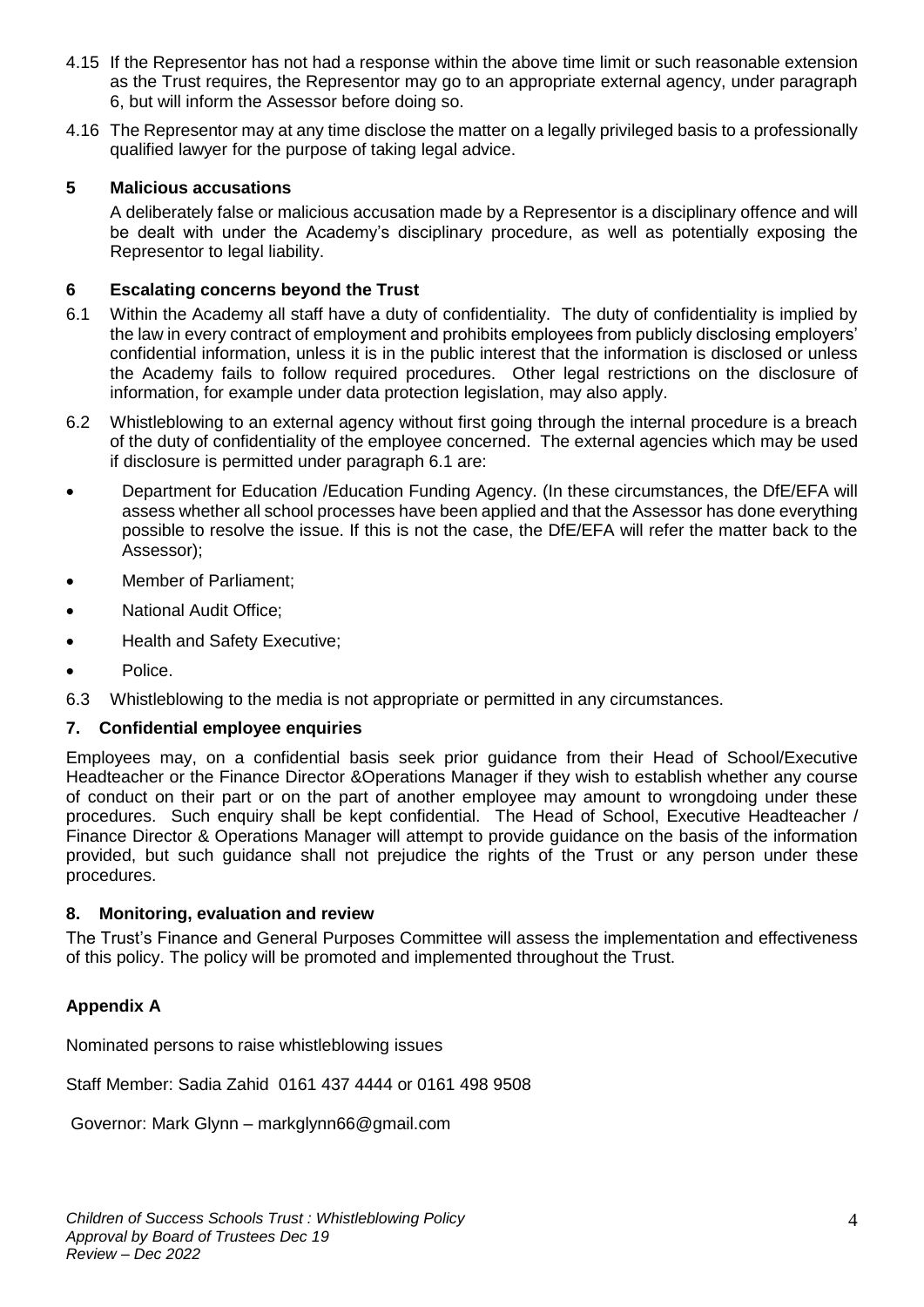4.15 If the Representor has not had a response within the above time limit or such reasonable extension as the Trust requires, the Representor may go to an appropriate external agency, under paragraph 6, but will inform the Assessor before doing so.

4.16 The Representor may at any time disclose the matter on a legally privileged basis to a professionally qualified lawyer for the purpose of taking legal advice.

## 5 Malicious accusations

A deliberately false or malicious accusation made by a Representor is a disciplinary offence and will be dealt with under the Academy's disciplinary procedure, as well as potentially exposing the Representor to legal liability.

## 6 Escalating concerns beyond the Trust

6.1 Within the Academy all staff have a duty of confidentiality. The duty of confidentiality is implied by the law in every contract of employment and prohibits employees from publicly disclosing employers' confidential information, unless it is in the public interest that the information is disclosed or unless the Academy fails to follow required procedures. Other legal restrictions on the disclosure of information, for example under data protection legislation, may also apply.

6.2 Whistleblowing to an external agency without first going through the internal procedure is a breach of the duty of confidentiality of the employee concerned. The external agencies which may be used if disclosure is permitted under paragraph 6.1 are:

- Department for Education /Education Funding Agency. (In these circumstances, the DfE/EFA will assess whether all school processes have been applied and that the Assessor has done everything possible to resolve the issue. If this is not the case, the DfE/EFA will refer the matter back to the Assessor);
- Member of Parliament;
- National Audit Office;
- Health and Safety Executive;
- Police.

6.3 Whistleblowing to the media is not appropriate or permitted in any circumstances.

## 7. Confidential employee enquiries

Employees may, on a confidential basis seek prior guidance from their Head of School/Executive Headteacher or the Finance Director &Operations Manager if they wish to establish whether any course of conduct on their part or on the part of another employee may amount to wrongdoing under these procedures. Such enquiry shall be kept confidential. The Head of School, Executive Headteacher / Finance Director & Operations Manager will attempt to provide guidance on the basis of the information provided, but such guidance shall not prejudice the rights of the Trust or any person under these procedures.

## 8. Monitoring, evaluation and review

The Trust's Finance and General Purposes Committee will assess the implementation and effectiveness of this policy. The policy will be promoted and implemented throughout the Trust.

## Appendix A

Nominated persons to raise whistleblowing issues

Staff Member: Sadia Zahid 0161 437 4444 or 0161 498 9508

Governor: Mark Glynn – markglynn66@gmail.com